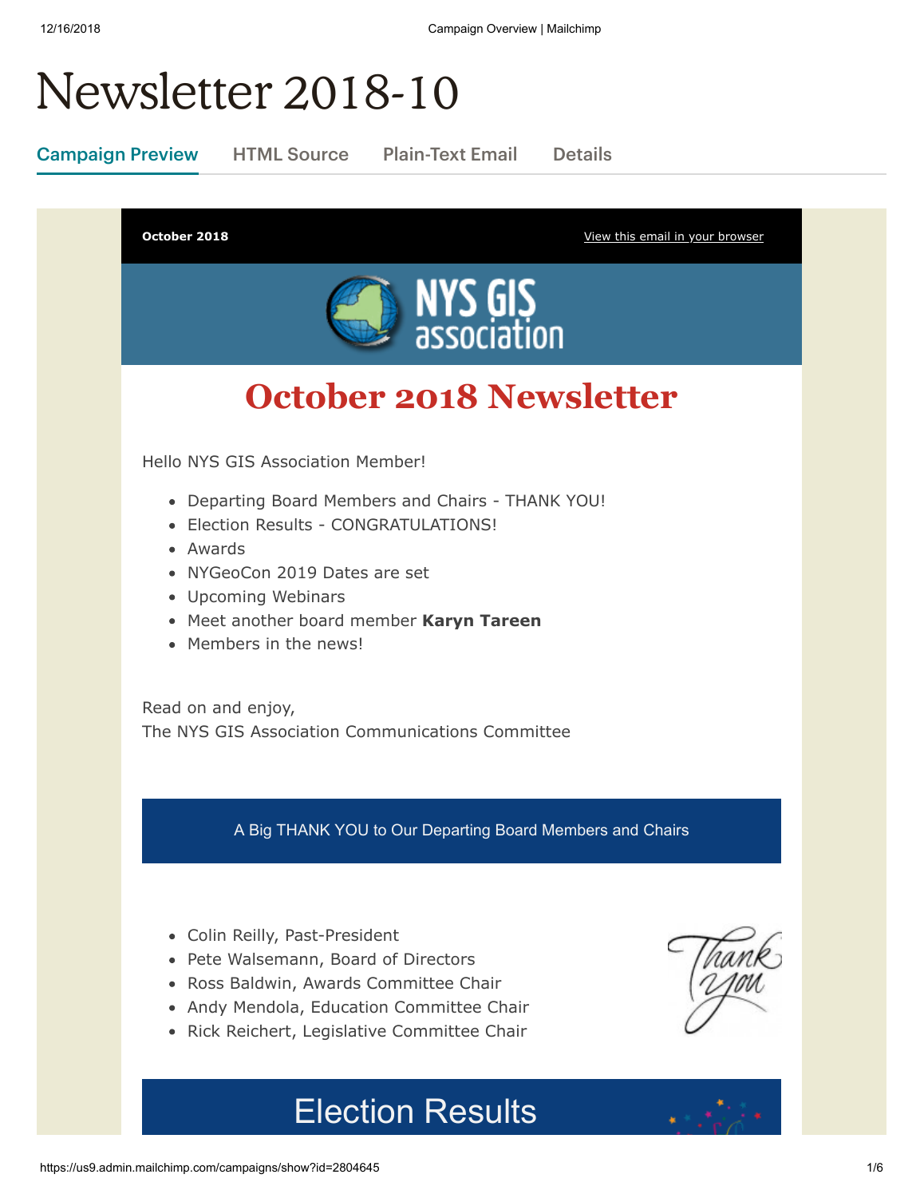# Newsletter 2018-10

Campaign Preview | HTML Source | Plain-Text Email | Details

**October 2018** View this email in your browser

## October 2018 Newsletter

Hello NYS GIS Association Member!

- Departing Board Members and Chairs - THANK YOU!
- Election Results - CONGRATULATIONS!
- Awards
- NYGeoCon 2019 Dates are set
- Upcoming Webinars
- Meet another board member **Karyn Tareen**
- Members in the news!

Read on and enjoy,
The NYS GIS Association Communications Committee

### A Big THANK YOU to Our Departing Board Members and Chairs

- Colin Reilly, Past-President
- Pete Walsemann, Board of Directors
- Ross Baldwin, Awards Committee Chair
- Andy Mendola, Education Committee Chair
- Rick Reichert, Legislative Committee Chair

## Election Results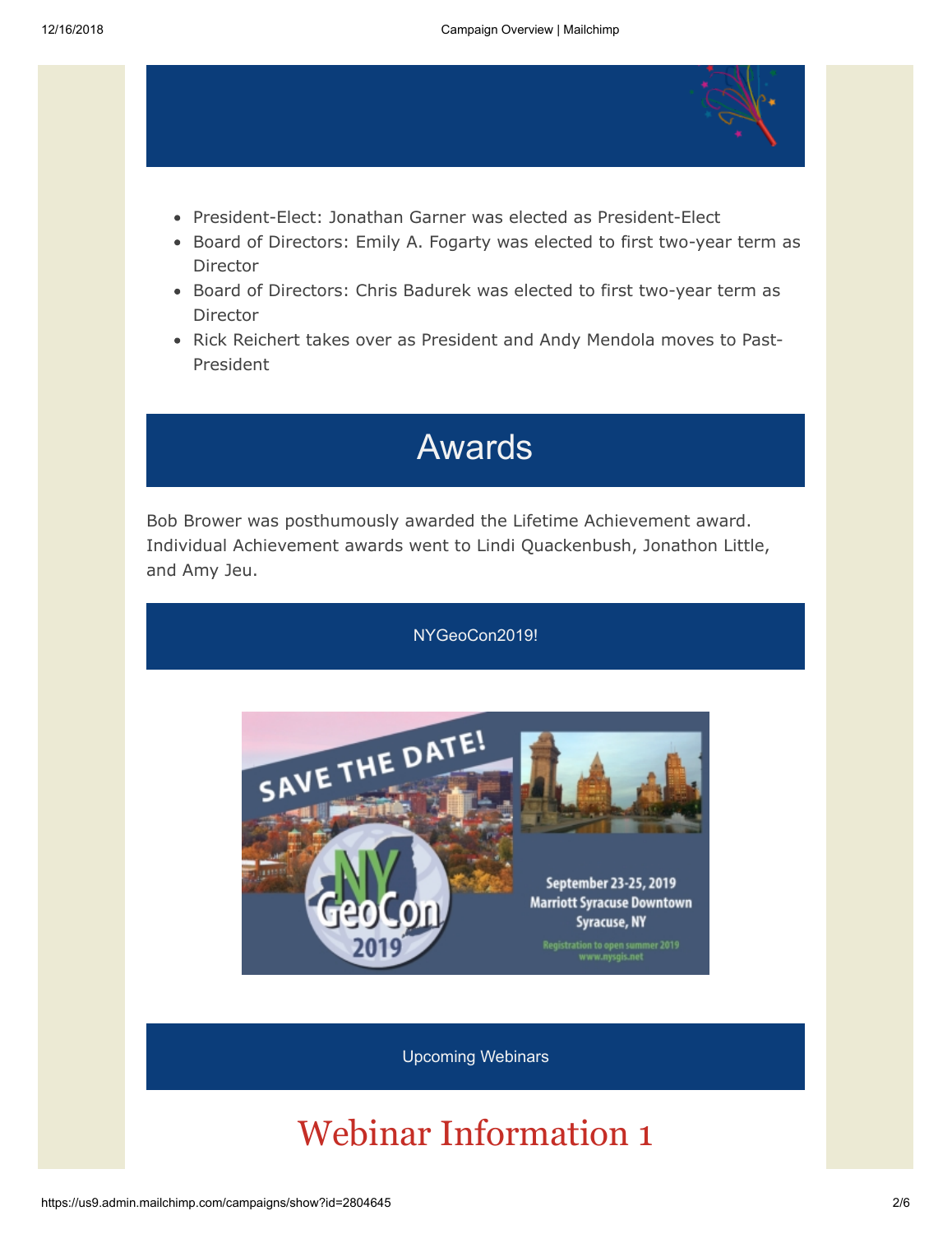- President-Elect: Jonathan Garner was elected as President-Elect
- Board of Directors: Emily A. Fogarty was elected to first two-year term as Director
- Board of Directors: Chris Badurek was elected to first two-year term as Director
- Rick Reichert takes over as President and Andy Mendola moves to Past-President

## Awards

Bob Brower was posthumously awarded the Lifetime Achievement award. Individual Achievement awards went to Lindi Quackenbush, Jonathon Little, and Amy Jeu.

NYGeoCon2019!

SAVE THE DATE!

NY GeoCon 2019

September 23-25, 2019
Marriott Syracuse Downtown
Syracuse, NY

Registration to open summer 2019
www.nysgis.net

Upcoming Webinars

# Webinar Information 1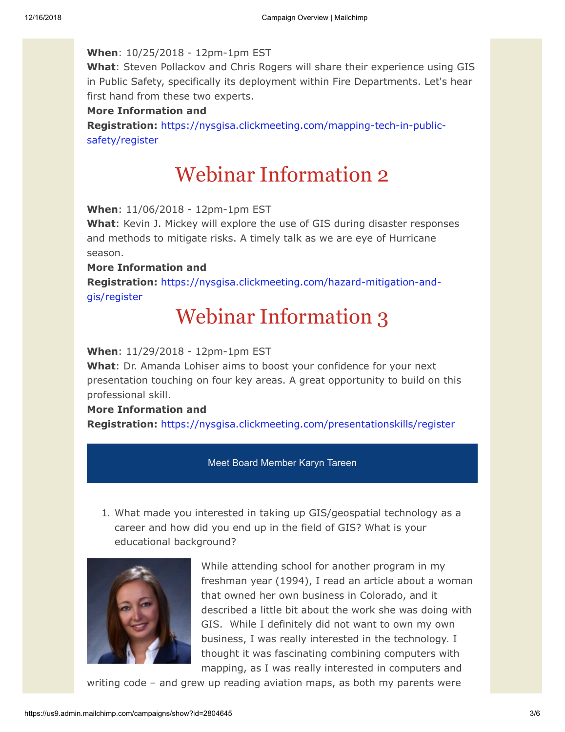**When**: 10/25/2018 - 12pm-1pm EST
**What**: Steven Pollackov and Chris Rogers will share their experience using GIS in Public Safety, specifically its deployment within Fire Departments. Let's hear first hand from these two experts.
**More Information and Registration:** https://nysgisa.clickmeeting.com/mapping-tech-in-public-safety/register

# Webinar Information 2

**When**: 11/06/2018 - 12pm-1pm EST
**What**: Kevin J. Mickey will explore the use of GIS during disaster responses and methods to mitigate risks. A timely talk as we are eye of Hurricane season.
**More Information and Registration:** https://nysgisa.clickmeeting.com/hazard-mitigation-and-gis/register

# Webinar Information 3

**When**: 11/29/2018 - 12pm-1pm EST
**What**: Dr. Amanda Lohiser aims to boost your confidence for your next presentation touching on four key areas. A great opportunity to build on this professional skill.
**More Information and Registration:** https://nysgisa.clickmeeting.com/presentationskills/register

## Meet Board Member Karyn Tareen

1. What made you interested in taking up GIS/geospatial technology as a career and how did you end up in the field of GIS? What is your educational background?

While attending school for another program in my freshman year (1994), I read an article about a woman that owned her own business in Colorado, and it described a little bit about the work she was doing with GIS. While I definitely did not want to own my own business, I was really interested in the technology. I thought it was fascinating combining computers with mapping, as I was really interested in computers and writing code – and grew up reading aviation maps, as both my parents were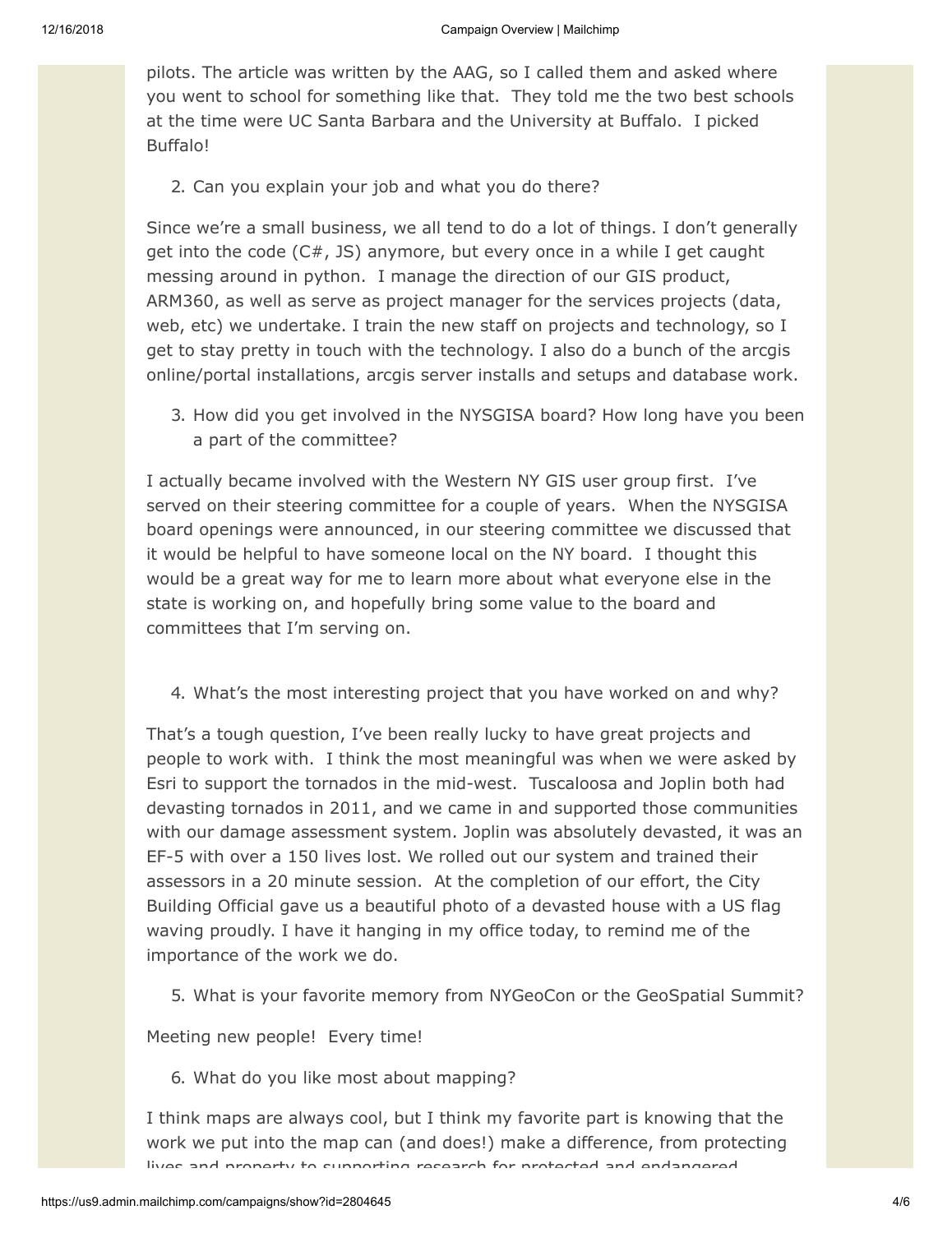pilots. The article was written by the AAG, so I called them and asked where you went to school for something like that. They told me the two best schools at the time were UC Santa Barbara and the University at Buffalo. I picked Buffalo!

2. Can you explain your job and what you do there?

Since we're a small business, we all tend to do a lot of things. I don't generally get into the code (C#, JS) anymore, but every once in a while I get caught messing around in python. I manage the direction of our GIS product, ARM360, as well as serve as project manager for the services projects (data, web, etc) we undertake. I train the new staff on projects and technology, so I get to stay pretty in touch with the technology. I also do a bunch of the arcgis online/portal installations, arcgis server installs and setups and database work.

3. How did you get involved in the NYSGISA board? How long have you been a part of the committee?

I actually became involved with the Western NY GIS user group first. I've served on their steering committee for a couple of years. When the NYSGISA board openings were announced, in our steering committee we discussed that it would be helpful to have someone local on the NY board. I thought this would be a great way for me to learn more about what everyone else in the state is working on, and hopefully bring some value to the board and committees that I'm serving on.

4. What's the most interesting project that you have worked on and why?

That's a tough question, I've been really lucky to have great projects and people to work with. I think the most meaningful was when we were asked by Esri to support the tornados in the mid-west. Tuscaloosa and Joplin both had devasting tornados in 2011, and we came in and supported those communities with our damage assessment system. Joplin was absolutely devasted, it was an EF-5 with over a 150 lives lost. We rolled out our system and trained their assessors in a 20 minute session. At the completion of our effort, the City Building Official gave us a beautiful photo of a devasted house with a US flag waving proudly. I have it hanging in my office today, to remind me of the importance of the work we do.

5. What is your favorite memory from NYGeoCon or the GeoSpatial Summit?

Meeting new people! Every time!

6. What do you like most about mapping?

I think maps are always cool, but I think my favorite part is knowing that the work we put into the map can (and does!) make a difference, from protecting lives and property to supporting research for protected and endangered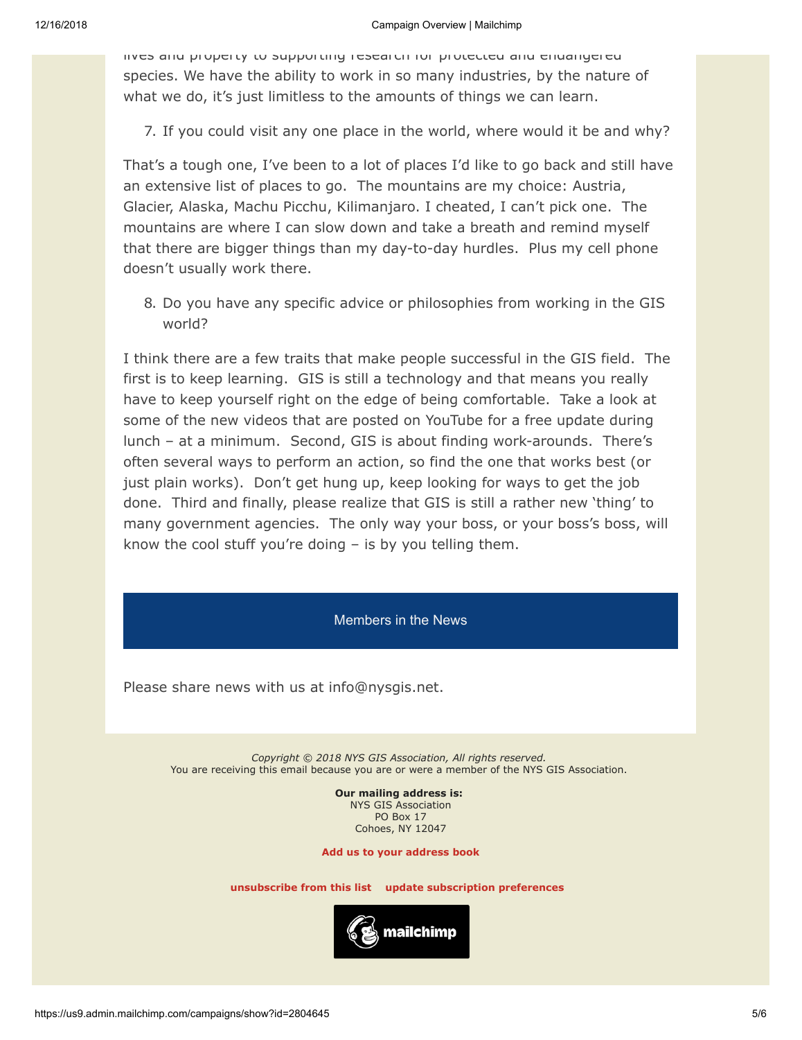lives and property to supporting research for protected and endangered species. We have the ability to work in so many industries, by the nature of what we do, it's just limitless to the amounts of things we can learn.

7. If you could visit any one place in the world, where would it be and why?

That's a tough one, I've been to a lot of places I'd like to go back and still have an extensive list of places to go. The mountains are my choice: Austria, Glacier, Alaska, Machu Picchu, Kilimanjaro. I cheated, I can't pick one. The mountains are where I can slow down and take a breath and remind myself that there are bigger things than my day-to-day hurdles. Plus my cell phone doesn't usually work there.

8. Do you have any specific advice or philosophies from working in the GIS world?

I think there are a few traits that make people successful in the GIS field. The first is to keep learning. GIS is still a technology and that means you really have to keep yourself right on the edge of being comfortable. Take a look at some of the new videos that are posted on YouTube for a free update during lunch – at a minimum. Second, GIS is about finding work-arounds. There's often several ways to perform an action, so find the one that works best (or just plain works). Don't get hung up, keep looking for ways to get the job done. Third and finally, please realize that GIS is still a rather new 'thing' to many government agencies. The only way your boss, or your boss's boss, will know the cool stuff you're doing – is by you telling them.

## Members in the News

Please share news with us at info@nysgis.net.

*Copyright © 2018 NYS GIS Association, All rights reserved.*
You are receiving this email because you are or were a member of the NYS GIS Association.

**Our mailing address is:**
NYS GIS Association
PO Box 17
Cohoes, NY 12047

**Add us to your address book**

**unsubscribe from this list** **update subscription preferences**

mailchimp